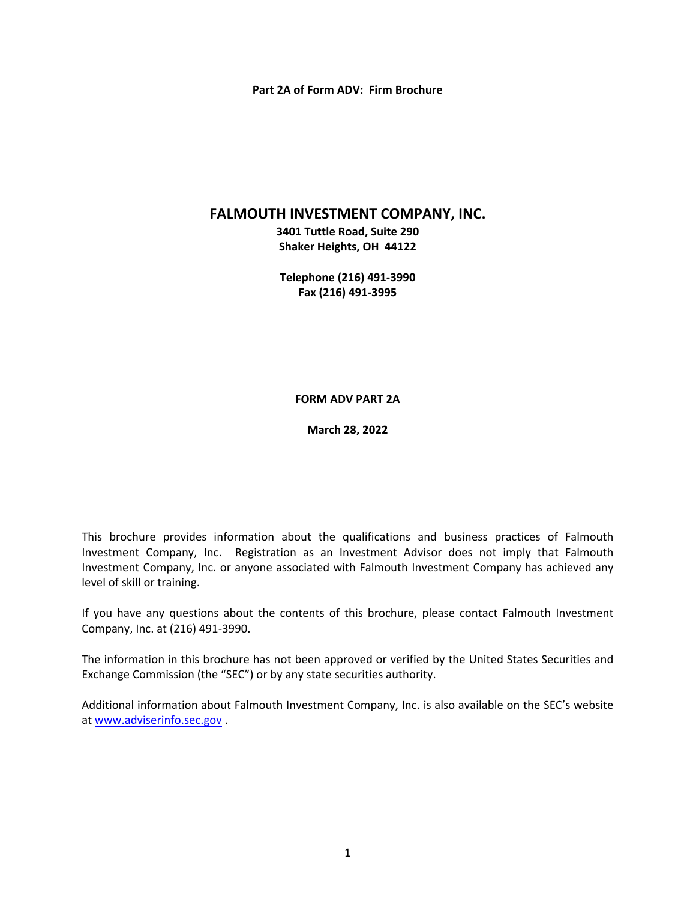**Part 2A of Form ADV: Firm Brochure**

# FALMOUTH INVESTMENT COMPANY, INC.

**3401 Tuttle Road, Suite 290**
**Shaker Heights, OH 44122**

**Telephone (216) 491-3990**
**Fax (216) 491-3995**

**FORM ADV PART 2A**

**March 28, 2022**

This brochure provides information about the qualifications and business practices of Falmouth Investment Company, Inc. Registration as an Investment Advisor does not imply that Falmouth Investment Company, Inc. or anyone associated with Falmouth Investment Company has achieved any level of skill or training.

If you have any questions about the contents of this brochure, please contact Falmouth Investment Company, Inc. at (216) 491-3990.

The information in this brochure has not been approved or verified by the United States Securities and Exchange Commission (the "SEC") or by any state securities authority.

Additional information about Falmouth Investment Company, Inc. is also available on the SEC's website at [www.adviserinfo.sec.gov](http://www.adviserinfo.sec.gov) .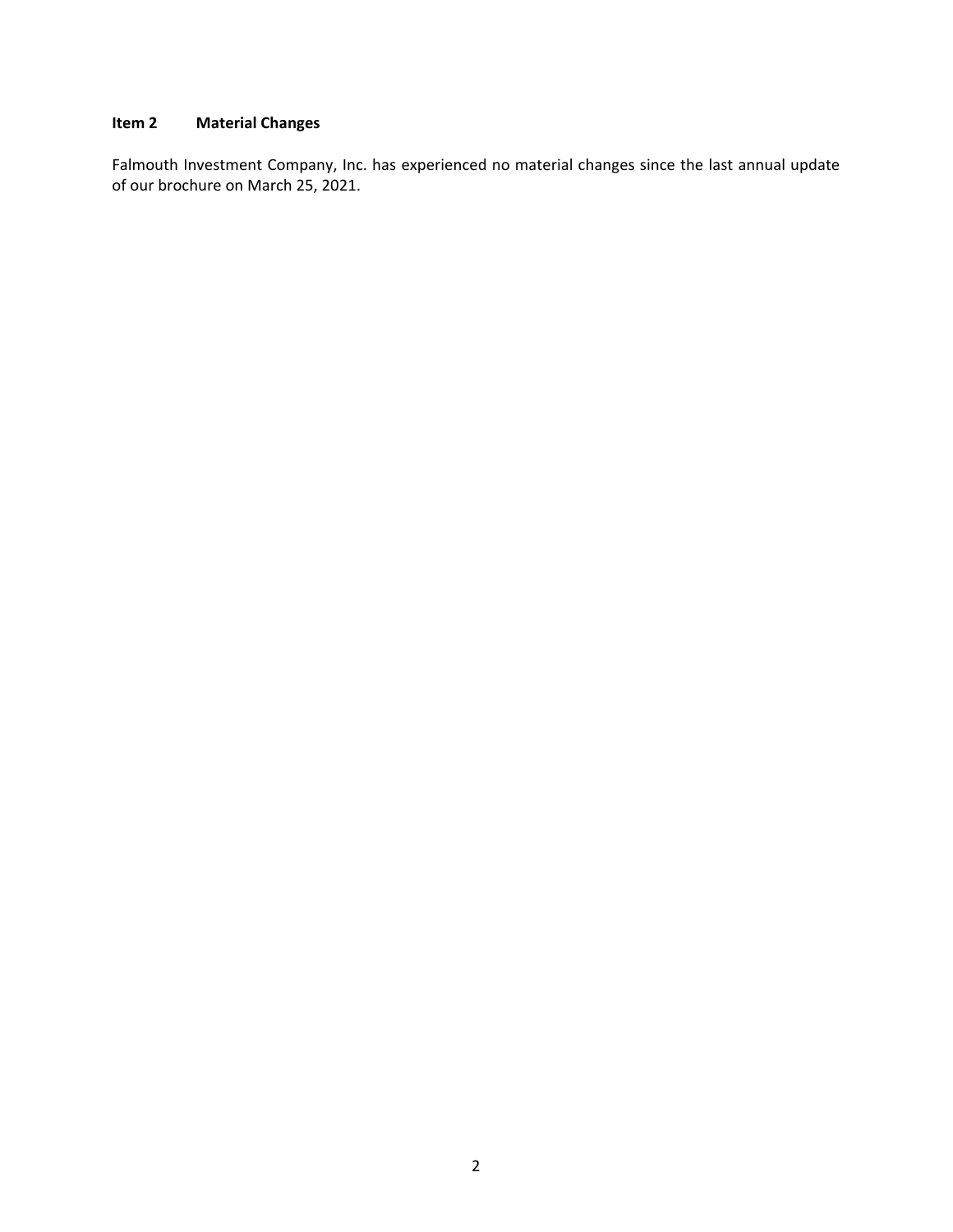## Item 2 Material Changes

Falmouth Investment Company, Inc. has experienced no material changes since the last annual update of our brochure on March 25, 2021.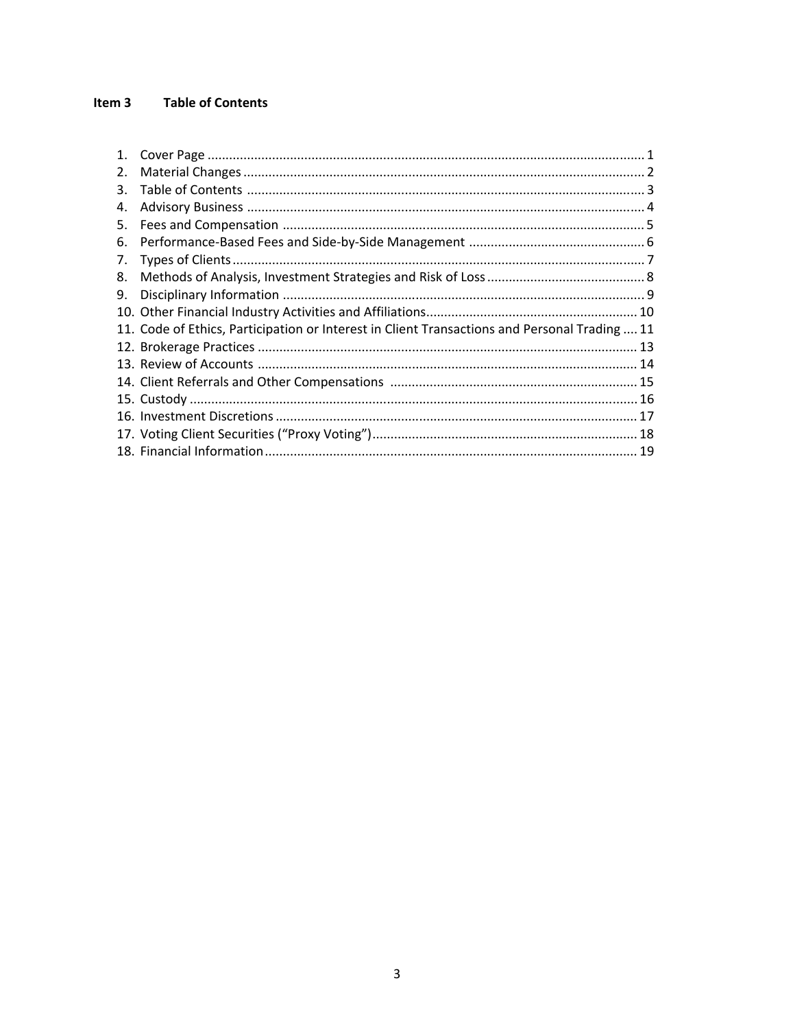## Item 3 Table of Contents

1. Cover Page ........................................................................................................................ 1
2. Material Changes ............................................................................................................... 2
3. Table of Contents .............................................................................................................. 3
4. Advisory Business .............................................................................................................. 4
5. Fees and Compensation .................................................................................................... 5
6. Performance-Based Fees and Side-by-Side Management ................................................ 6
7. Types of Clients .................................................................................................................. 7
8. Methods of Analysis, Investment Strategies and Risk of Loss ............................................ 8
9. Disciplinary Information .................................................................................................... 9
10. Other Financial Industry Activities and Affiliations........................................................... 10
11. Code of Ethics, Participation or Interest in Client Transactions and Personal Trading .... 11
12. Brokerage Practices ......................................................................................................... 13
13. Review of Accounts .......................................................................................................... 14
14. Client Referrals and Other Compensations ..................................................................... 15
15. Custody ............................................................................................................................ 16
16. Investment Discretions .................................................................................................... 17
17. Voting Client Securities (“Proxy Voting”) ......................................................................... 18
18. Financial Information ....................................................................................................... 19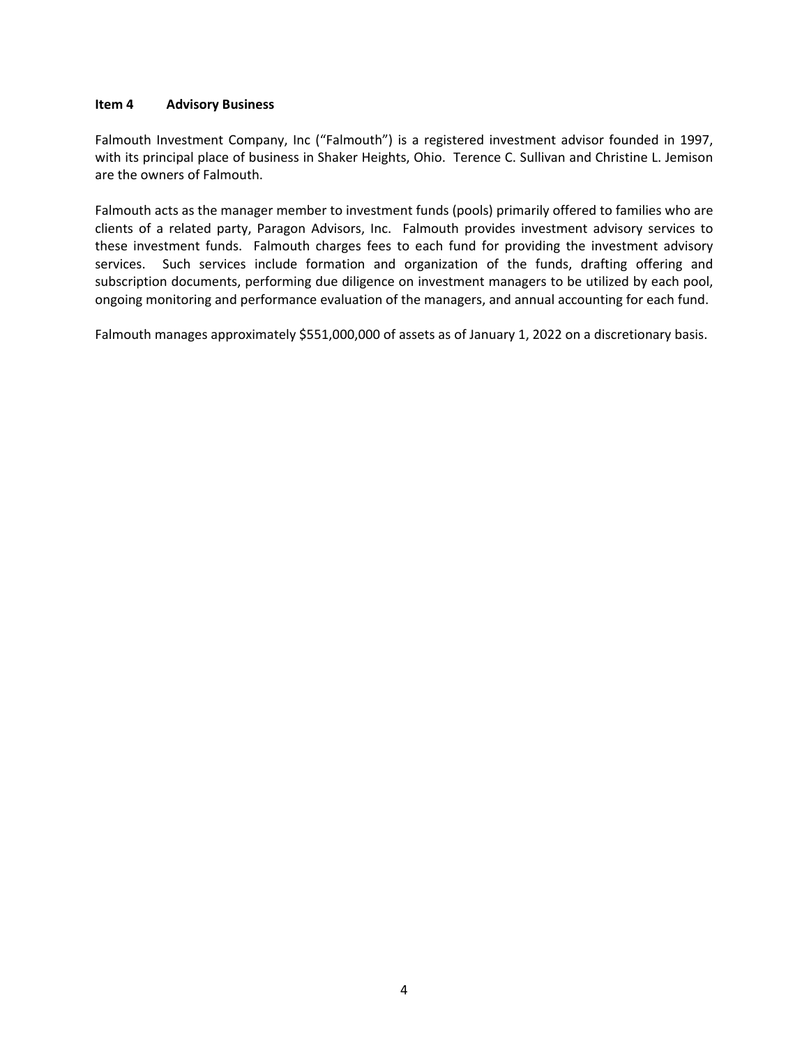## Item 4 Advisory Business

Falmouth Investment Company, Inc ("Falmouth") is a registered investment advisor founded in 1997, with its principal place of business in Shaker Heights, Ohio. Terence C. Sullivan and Christine L. Jemison are the owners of Falmouth.

Falmouth acts as the manager member to investment funds (pools) primarily offered to families who are clients of a related party, Paragon Advisors, Inc. Falmouth provides investment advisory services to these investment funds. Falmouth charges fees to each fund for providing the investment advisory services. Such services include formation and organization of the funds, drafting offering and subscription documents, performing due diligence on investment managers to be utilized by each pool, ongoing monitoring and performance evaluation of the managers, and annual accounting for each fund.

Falmouth manages approximately $551,000,000 of assets as of January 1, 2022 on a discretionary basis.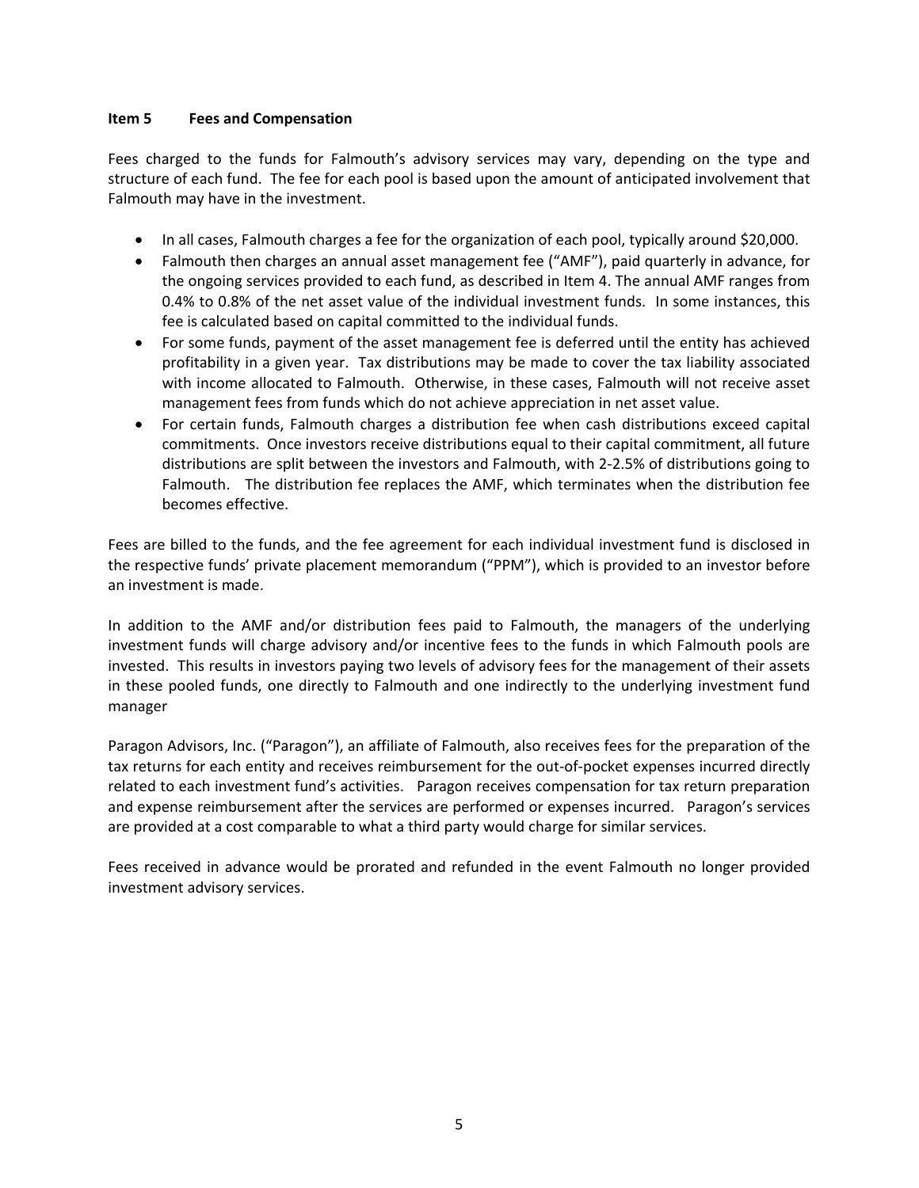## Item 5 Fees and Compensation

Fees charged to the funds for Falmouth's advisory services may vary, depending on the type and structure of each fund. The fee for each pool is based upon the amount of anticipated involvement that Falmouth may have in the investment.

- In all cases, Falmouth charges a fee for the organization of each pool, typically around $20,000.
- Falmouth then charges an annual asset management fee ("AMF"), paid quarterly in advance, for the ongoing services provided to each fund, as described in Item 4. The annual AMF ranges from 0.4% to 0.8% of the net asset value of the individual investment funds. In some instances, this fee is calculated based on capital committed to the individual funds.
- For some funds, payment of the asset management fee is deferred until the entity has achieved profitability in a given year. Tax distributions may be made to cover the tax liability associated with income allocated to Falmouth. Otherwise, in these cases, Falmouth will not receive asset management fees from funds which do not achieve appreciation in net asset value.
- For certain funds, Falmouth charges a distribution fee when cash distributions exceed capital commitments. Once investors receive distributions equal to their capital commitment, all future distributions are split between the investors and Falmouth, with 2-2.5% of distributions going to Falmouth. The distribution fee replaces the AMF, which terminates when the distribution fee becomes effective.

Fees are billed to the funds, and the fee agreement for each individual investment fund is disclosed in the respective funds' private placement memorandum ("PPM"), which is provided to an investor before an investment is made.

In addition to the AMF and/or distribution fees paid to Falmouth, the managers of the underlying investment funds will charge advisory and/or incentive fees to the funds in which Falmouth pools are invested. This results in investors paying two levels of advisory fees for the management of their assets in these pooled funds, one directly to Falmouth and one indirectly to the underlying investment fund manager

Paragon Advisors, Inc. ("Paragon"), an affiliate of Falmouth, also receives fees for the preparation of the tax returns for each entity and receives reimbursement for the out-of-pocket expenses incurred directly related to each investment fund's activities. Paragon receives compensation for tax return preparation and expense reimbursement after the services are performed or expenses incurred. Paragon's services are provided at a cost comparable to what a third party would charge for similar services.

Fees received in advance would be prorated and refunded in the event Falmouth no longer provided investment advisory services.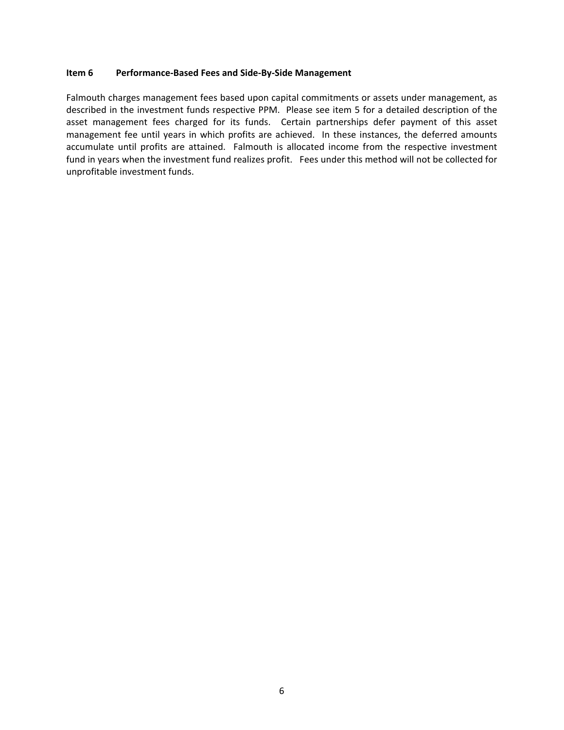## Item 6 Performance-Based Fees and Side-By-Side Management

Falmouth charges management fees based upon capital commitments or assets under management, as described in the investment funds respective PPM. Please see item 5 for a detailed description of the asset management fees charged for its funds. Certain partnerships defer payment of this asset management fee until years in which profits are achieved. In these instances, the deferred amounts accumulate until profits are attained. Falmouth is allocated income from the respective investment fund in years when the investment fund realizes profit. Fees under this method will not be collected for unprofitable investment funds.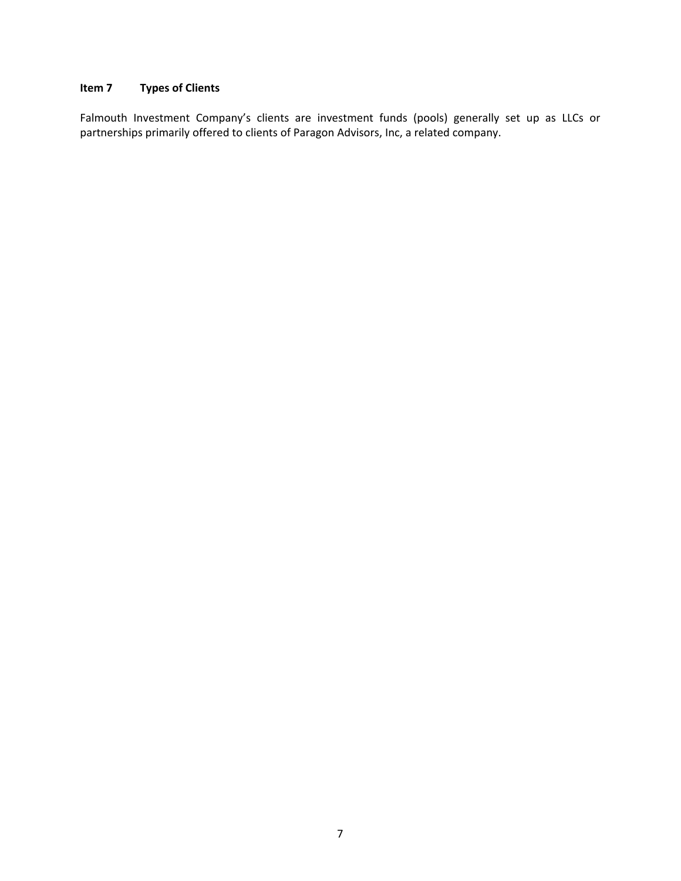## Item 7 Types of Clients

Falmouth Investment Company's clients are investment funds (pools) generally set up as LLCs or partnerships primarily offered to clients of Paragon Advisors, Inc, a related company.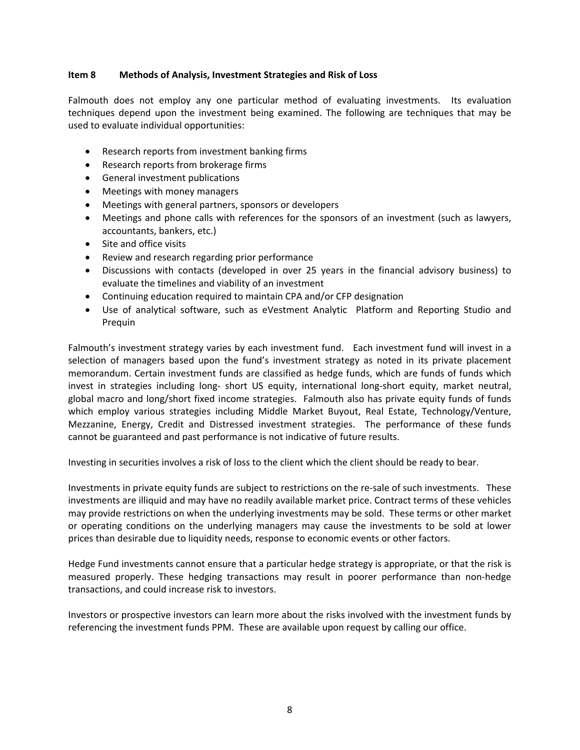## Item 8 Methods of Analysis, Investment Strategies and Risk of Loss

Falmouth does not employ any one particular method of evaluating investments. Its evaluation techniques depend upon the investment being examined. The following are techniques that may be used to evaluate individual opportunities:

- Research reports from investment banking firms
- Research reports from brokerage firms
- General investment publications
- Meetings with money managers
- Meetings with general partners, sponsors or developers
- Meetings and phone calls with references for the sponsors of an investment (such as lawyers, accountants, bankers, etc.)
- Site and office visits
- Review and research regarding prior performance
- Discussions with contacts (developed in over 25 years in the financial advisory business) to evaluate the timelines and viability of an investment
- Continuing education required to maintain CPA and/or CFP designation
- Use of analytical software, such as eVestment Analytic Platform and Reporting Studio and Prequin

Falmouth's investment strategy varies by each investment fund. Each investment fund will invest in a selection of managers based upon the fund's investment strategy as noted in its private placement memorandum. Certain investment funds are classified as hedge funds, which are funds of funds which invest in strategies including long- short US equity, international long-short equity, market neutral, global macro and long/short fixed income strategies. Falmouth also has private equity funds of funds which employ various strategies including Middle Market Buyout, Real Estate, Technology/Venture, Mezzanine, Energy, Credit and Distressed investment strategies. The performance of these funds cannot be guaranteed and past performance is not indicative of future results.

Investing in securities involves a risk of loss to the client which the client should be ready to bear.

Investments in private equity funds are subject to restrictions on the re-sale of such investments. These investments are illiquid and may have no readily available market price. Contract terms of these vehicles may provide restrictions on when the underlying investments may be sold. These terms or other market or operating conditions on the underlying managers may cause the investments to be sold at lower prices than desirable due to liquidity needs, response to economic events or other factors.

Hedge Fund investments cannot ensure that a particular hedge strategy is appropriate, or that the risk is measured properly. These hedging transactions may result in poorer performance than non-hedge transactions, and could increase risk to investors.

Investors or prospective investors can learn more about the risks involved with the investment funds by referencing the investment funds PPM. These are available upon request by calling our office.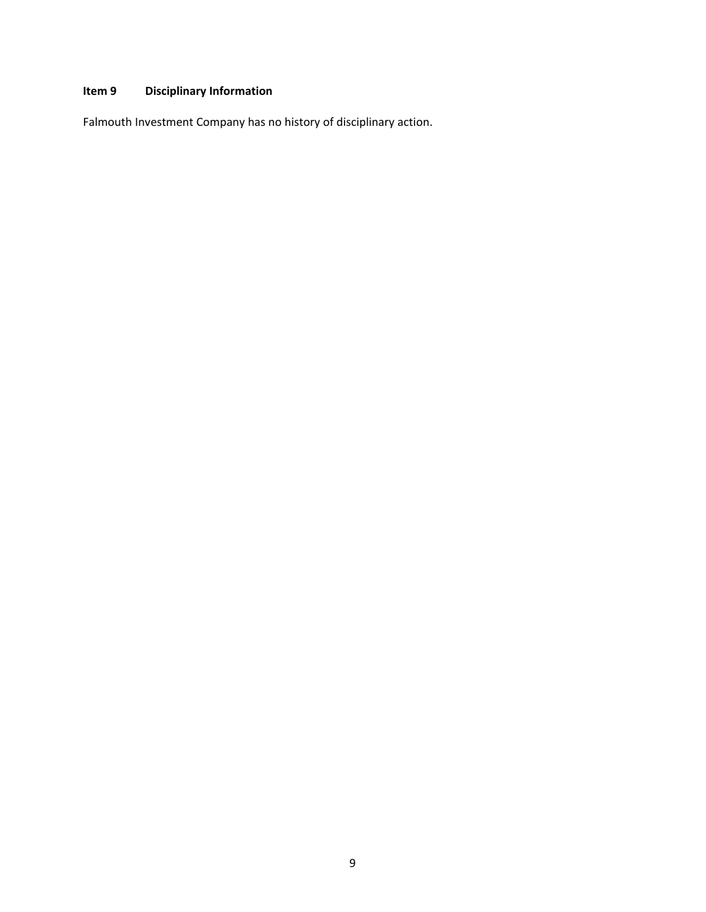## Item 9 Disciplinary Information

Falmouth Investment Company has no history of disciplinary action.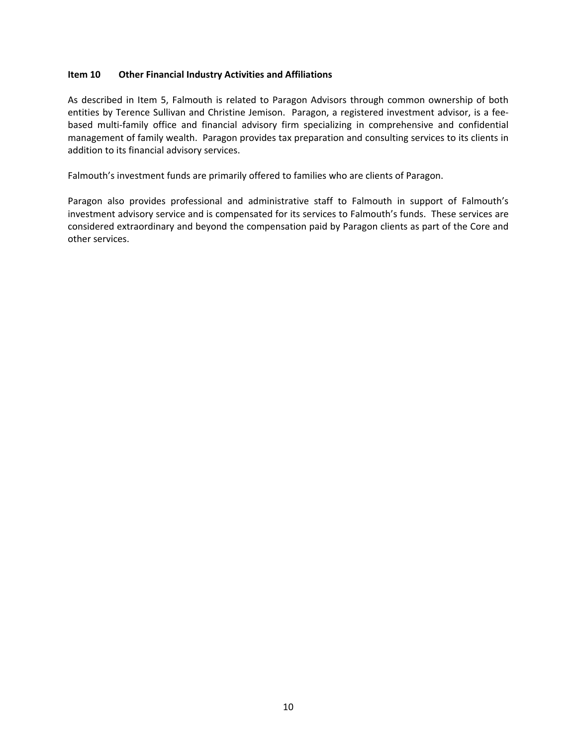## Item 10 Other Financial Industry Activities and Affiliations

As described in Item 5, Falmouth is related to Paragon Advisors through common ownership of both entities by Terence Sullivan and Christine Jemison. Paragon, a registered investment advisor, is a fee-based multi-family office and financial advisory firm specializing in comprehensive and confidential management of family wealth. Paragon provides tax preparation and consulting services to its clients in addition to its financial advisory services.

Falmouth's investment funds are primarily offered to families who are clients of Paragon.

Paragon also provides professional and administrative staff to Falmouth in support of Falmouth's investment advisory service and is compensated for its services to Falmouth's funds. These services are considered extraordinary and beyond the compensation paid by Paragon clients as part of the Core and other services.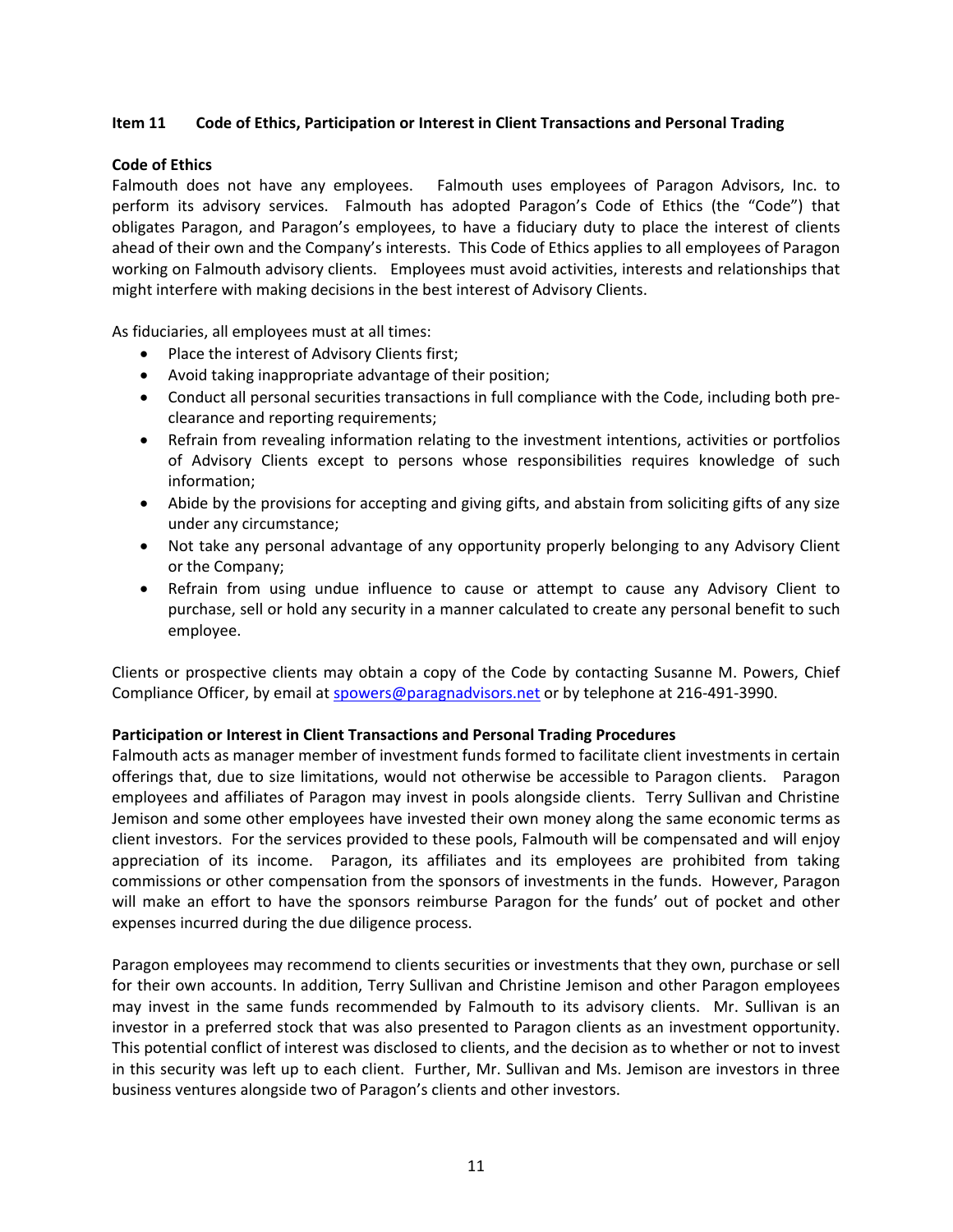## Item 11 Code of Ethics, Participation or Interest in Client Transactions and Personal Trading

### Code of Ethics

Falmouth does not have any employees. Falmouth uses employees of Paragon Advisors, Inc. to perform its advisory services. Falmouth has adopted Paragon's Code of Ethics (the "Code") that obligates Paragon, and Paragon's employees, to have a fiduciary duty to place the interest of clients ahead of their own and the Company's interests. This Code of Ethics applies to all employees of Paragon working on Falmouth advisory clients. Employees must avoid activities, interests and relationships that might interfere with making decisions in the best interest of Advisory Clients.

As fiduciaries, all employees must at all times:

- Place the interest of Advisory Clients first;
- Avoid taking inappropriate advantage of their position;
- Conduct all personal securities transactions in full compliance with the Code, including both pre-clearance and reporting requirements;
- Refrain from revealing information relating to the investment intentions, activities or portfolios of Advisory Clients except to persons whose responsibilities requires knowledge of such information;
- Abide by the provisions for accepting and giving gifts, and abstain from soliciting gifts of any size under any circumstance;
- Not take any personal advantage of any opportunity properly belonging to any Advisory Client or the Company;
- Refrain from using undue influence to cause or attempt to cause any Advisory Client to purchase, sell or hold any security in a manner calculated to create any personal benefit to such employee.

Clients or prospective clients may obtain a copy of the Code by contacting Susanne M. Powers, Chief Compliance Officer, by email at spowers@paragnadvisors.net or by telephone at 216-491-3990.

### Participation or Interest in Client Transactions and Personal Trading Procedures

Falmouth acts as manager member of investment funds formed to facilitate client investments in certain offerings that, due to size limitations, would not otherwise be accessible to Paragon clients. Paragon employees and affiliates of Paragon may invest in pools alongside clients. Terry Sullivan and Christine Jemison and some other employees have invested their own money along the same economic terms as client investors. For the services provided to these pools, Falmouth will be compensated and will enjoy appreciation of its income. Paragon, its affiliates and its employees are prohibited from taking commissions or other compensation from the sponsors of investments in the funds. However, Paragon will make an effort to have the sponsors reimburse Paragon for the funds' out of pocket and other expenses incurred during the due diligence process.

Paragon employees may recommend to clients securities or investments that they own, purchase or sell for their own accounts. In addition, Terry Sullivan and Christine Jemison and other Paragon employees may invest in the same funds recommended by Falmouth to its advisory clients. Mr. Sullivan is an investor in a preferred stock that was also presented to Paragon clients as an investment opportunity. This potential conflict of interest was disclosed to clients, and the decision as to whether or not to invest in this security was left up to each client. Further, Mr. Sullivan and Ms. Jemison are investors in three business ventures alongside two of Paragon's clients and other investors.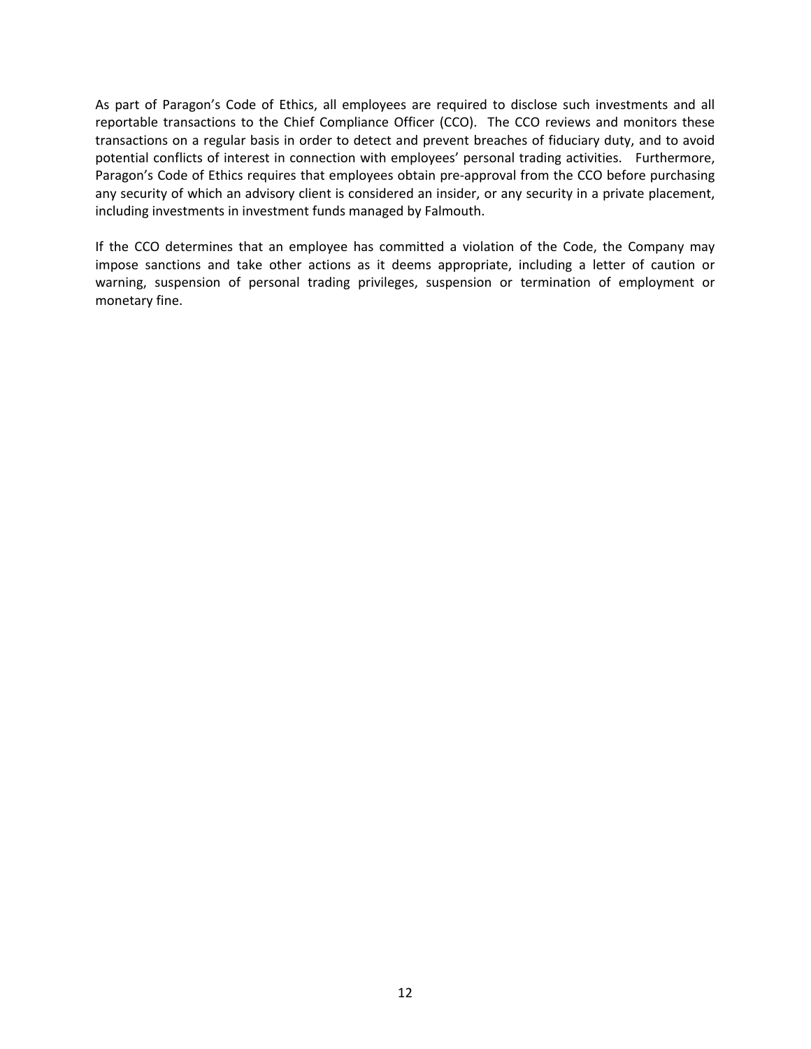As part of Paragon's Code of Ethics, all employees are required to disclose such investments and all reportable transactions to the Chief Compliance Officer (CCO). The CCO reviews and monitors these transactions on a regular basis in order to detect and prevent breaches of fiduciary duty, and to avoid potential conflicts of interest in connection with employees' personal trading activities. Furthermore, Paragon's Code of Ethics requires that employees obtain pre-approval from the CCO before purchasing any security of which an advisory client is considered an insider, or any security in a private placement, including investments in investment funds managed by Falmouth.

If the CCO determines that an employee has committed a violation of the Code, the Company may impose sanctions and take other actions as it deems appropriate, including a letter of caution or warning, suspension of personal trading privileges, suspension or termination of employment or monetary fine.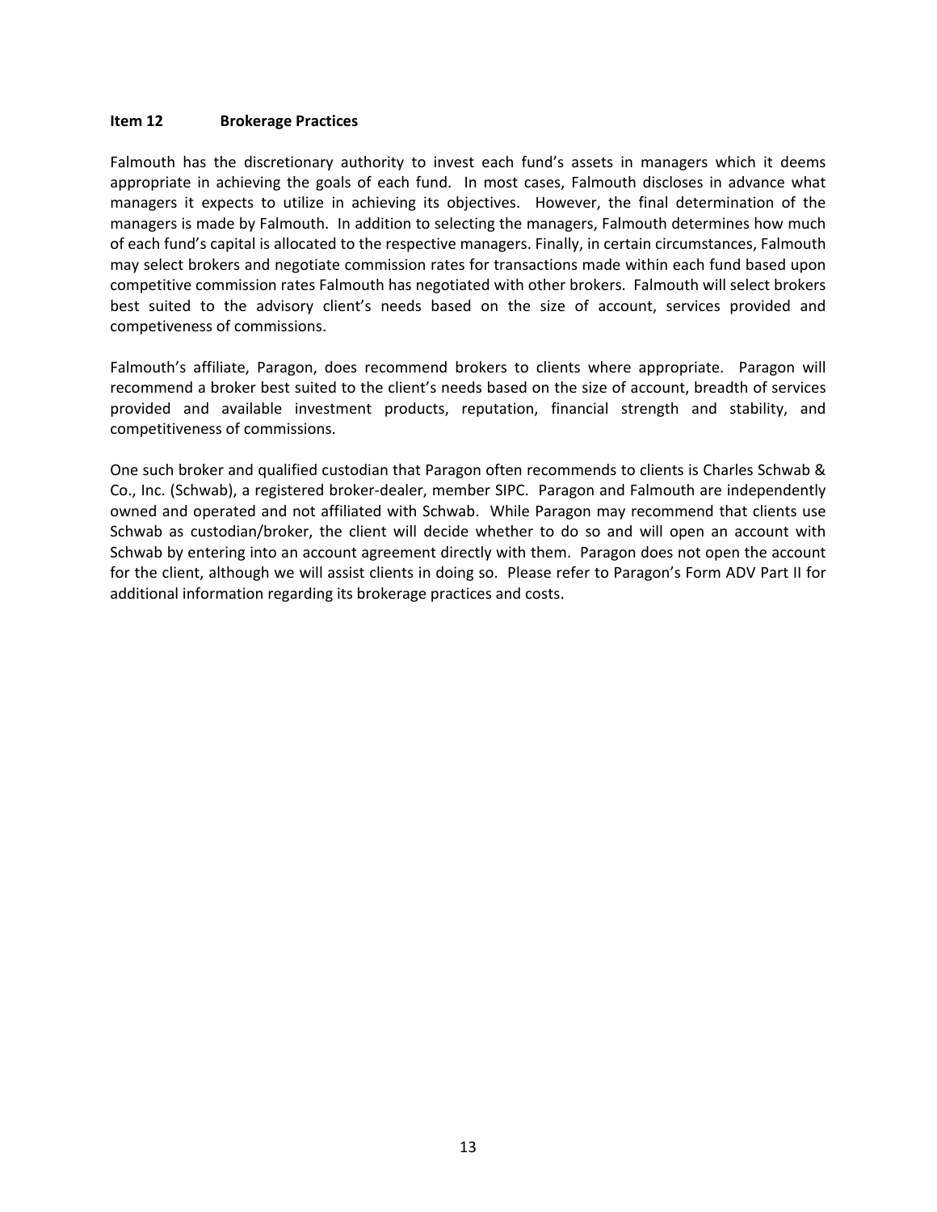## Item 12 Brokerage Practices

Falmouth has the discretionary authority to invest each fund's assets in managers which it deems appropriate in achieving the goals of each fund. In most cases, Falmouth discloses in advance what managers it expects to utilize in achieving its objectives. However, the final determination of the managers is made by Falmouth. In addition to selecting the managers, Falmouth determines how much of each fund's capital is allocated to the respective managers. Finally, in certain circumstances, Falmouth may select brokers and negotiate commission rates for transactions made within each fund based upon competitive commission rates Falmouth has negotiated with other brokers. Falmouth will select brokers best suited to the advisory client's needs based on the size of account, services provided and competiveness of commissions.

Falmouth's affiliate, Paragon, does recommend brokers to clients where appropriate. Paragon will recommend a broker best suited to the client's needs based on the size of account, breadth of services provided and available investment products, reputation, financial strength and stability, and competitiveness of commissions.

One such broker and qualified custodian that Paragon often recommends to clients is Charles Schwab & Co., Inc. (Schwab), a registered broker-dealer, member SIPC. Paragon and Falmouth are independently owned and operated and not affiliated with Schwab. While Paragon may recommend that clients use Schwab as custodian/broker, the client will decide whether to do so and will open an account with Schwab by entering into an account agreement directly with them. Paragon does not open the account for the client, although we will assist clients in doing so. Please refer to Paragon's Form ADV Part II for additional information regarding its brokerage practices and costs.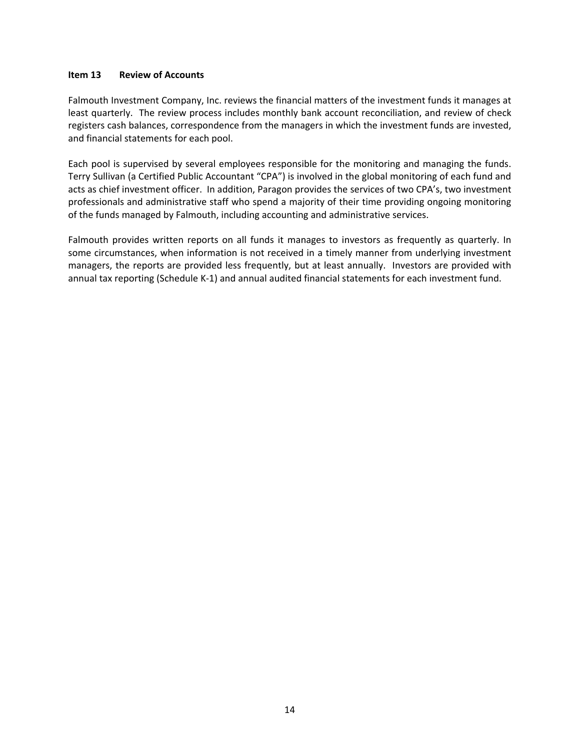## Item 13 Review of Accounts

Falmouth Investment Company, Inc. reviews the financial matters of the investment funds it manages at least quarterly. The review process includes monthly bank account reconciliation, and review of check registers cash balances, correspondence from the managers in which the investment funds are invested, and financial statements for each pool.

Each pool is supervised by several employees responsible for the monitoring and managing the funds. Terry Sullivan (a Certified Public Accountant "CPA") is involved in the global monitoring of each fund and acts as chief investment officer. In addition, Paragon provides the services of two CPA's, two investment professionals and administrative staff who spend a majority of their time providing ongoing monitoring of the funds managed by Falmouth, including accounting and administrative services.

Falmouth provides written reports on all funds it manages to investors as frequently as quarterly. In some circumstances, when information is not received in a timely manner from underlying investment managers, the reports are provided less frequently, but at least annually. Investors are provided with annual tax reporting (Schedule K-1) and annual audited financial statements for each investment fund.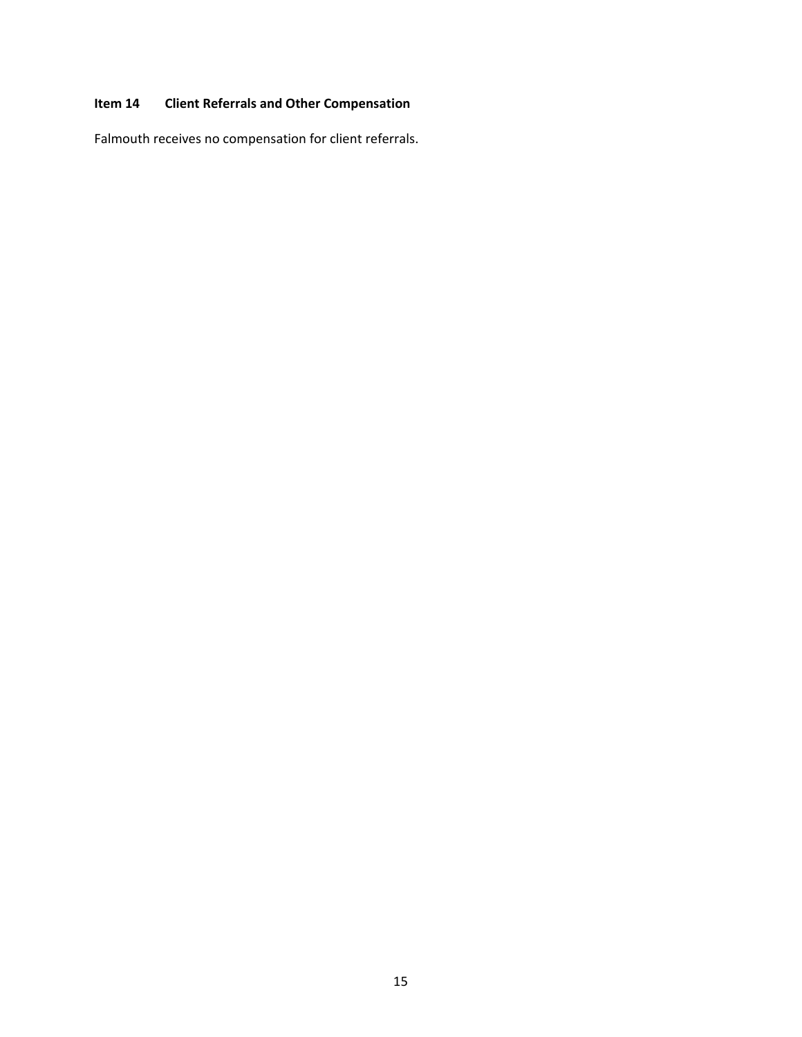## Item 14 Client Referrals and Other Compensation

Falmouth receives no compensation for client referrals.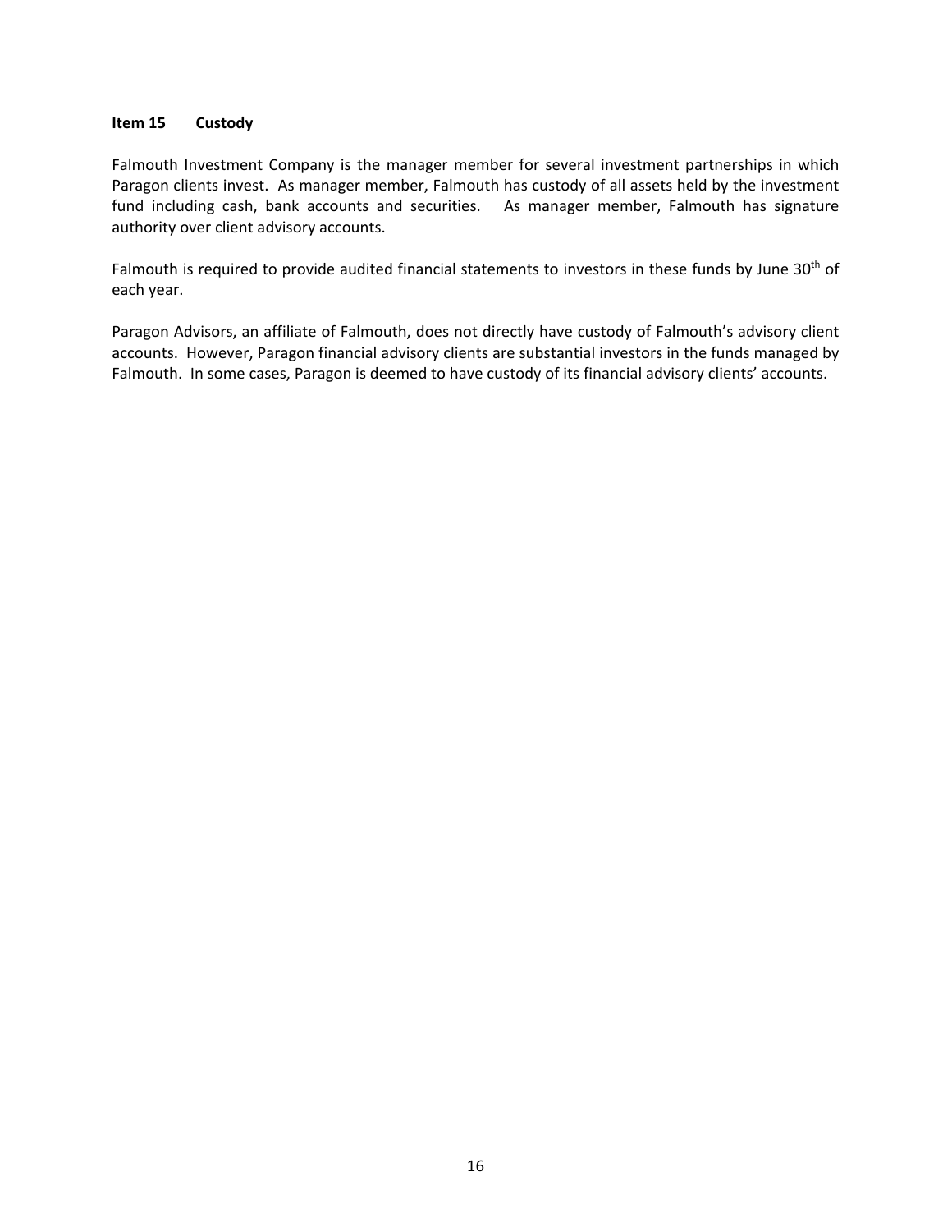## Item 15 Custody

Falmouth Investment Company is the manager member for several investment partnerships in which Paragon clients invest. As manager member, Falmouth has custody of all assets held by the investment fund including cash, bank accounts and securities. As manager member, Falmouth has signature authority over client advisory accounts.

Falmouth is required to provide audited financial statements to investors in these funds by June 30th of each year.

Paragon Advisors, an affiliate of Falmouth, does not directly have custody of Falmouth's advisory client accounts. However, Paragon financial advisory clients are substantial investors in the funds managed by Falmouth. In some cases, Paragon is deemed to have custody of its financial advisory clients' accounts.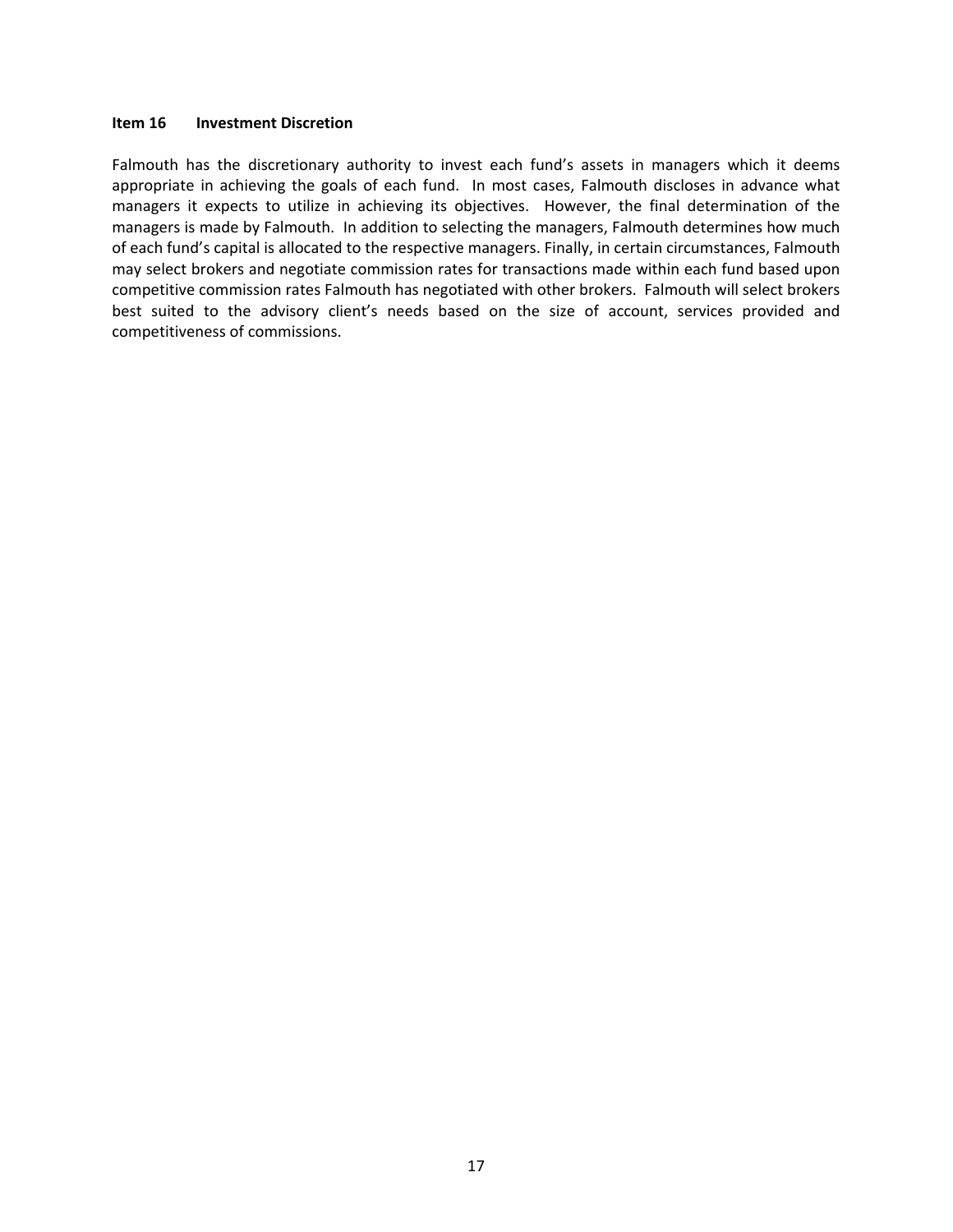## Item 16 Investment Discretion

Falmouth has the discretionary authority to invest each fund's assets in managers which it deems appropriate in achieving the goals of each fund. In most cases, Falmouth discloses in advance what managers it expects to utilize in achieving its objectives. However, the final determination of the managers is made by Falmouth. In addition to selecting the managers, Falmouth determines how much of each fund's capital is allocated to the respective managers. Finally, in certain circumstances, Falmouth may select brokers and negotiate commission rates for transactions made within each fund based upon competitive commission rates Falmouth has negotiated with other brokers. Falmouth will select brokers best suited to the advisory client's needs based on the size of account, services provided and competitiveness of commissions.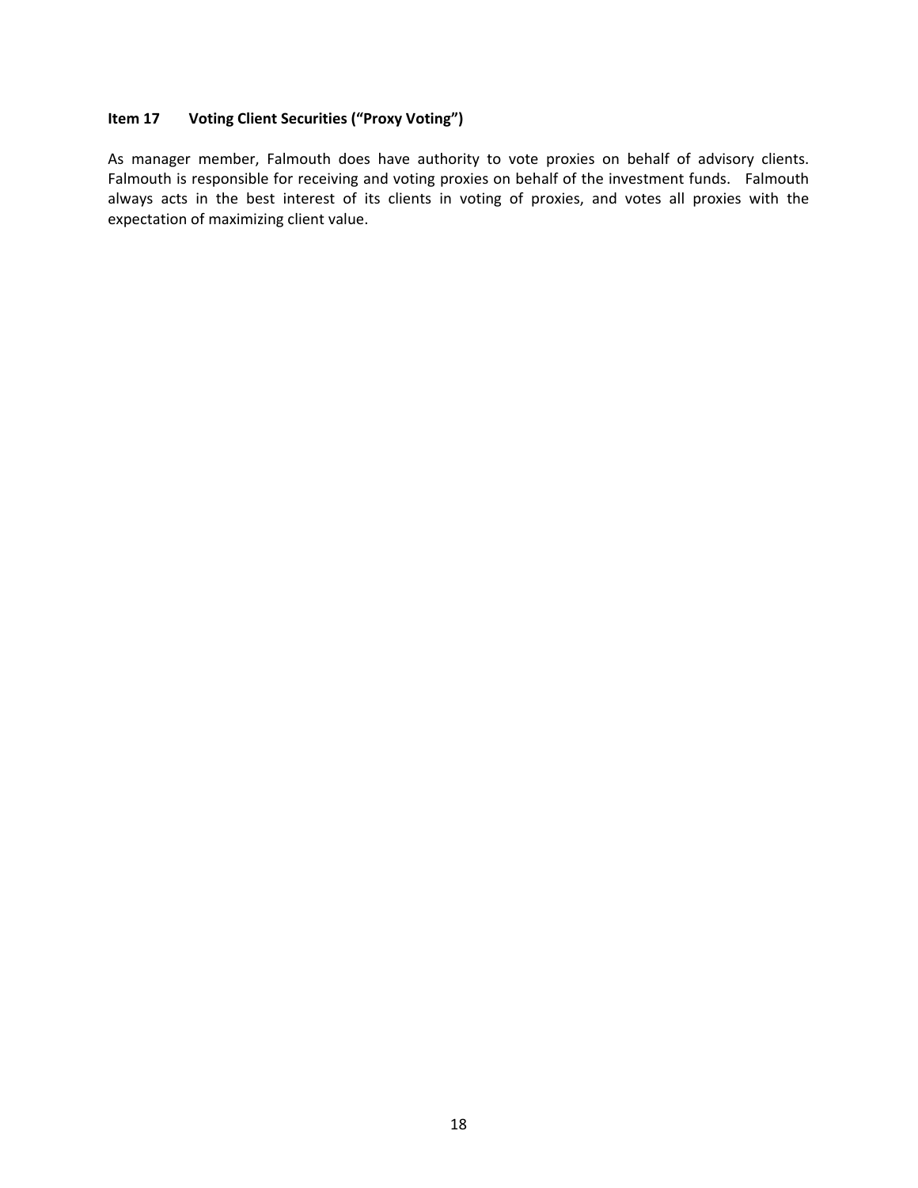### Item 17 Voting Client Securities ("Proxy Voting")

As manager member, Falmouth does have authority to vote proxies on behalf of advisory clients. Falmouth is responsible for receiving and voting proxies on behalf of the investment funds. Falmouth always acts in the best interest of its clients in voting of proxies, and votes all proxies with the expectation of maximizing client value.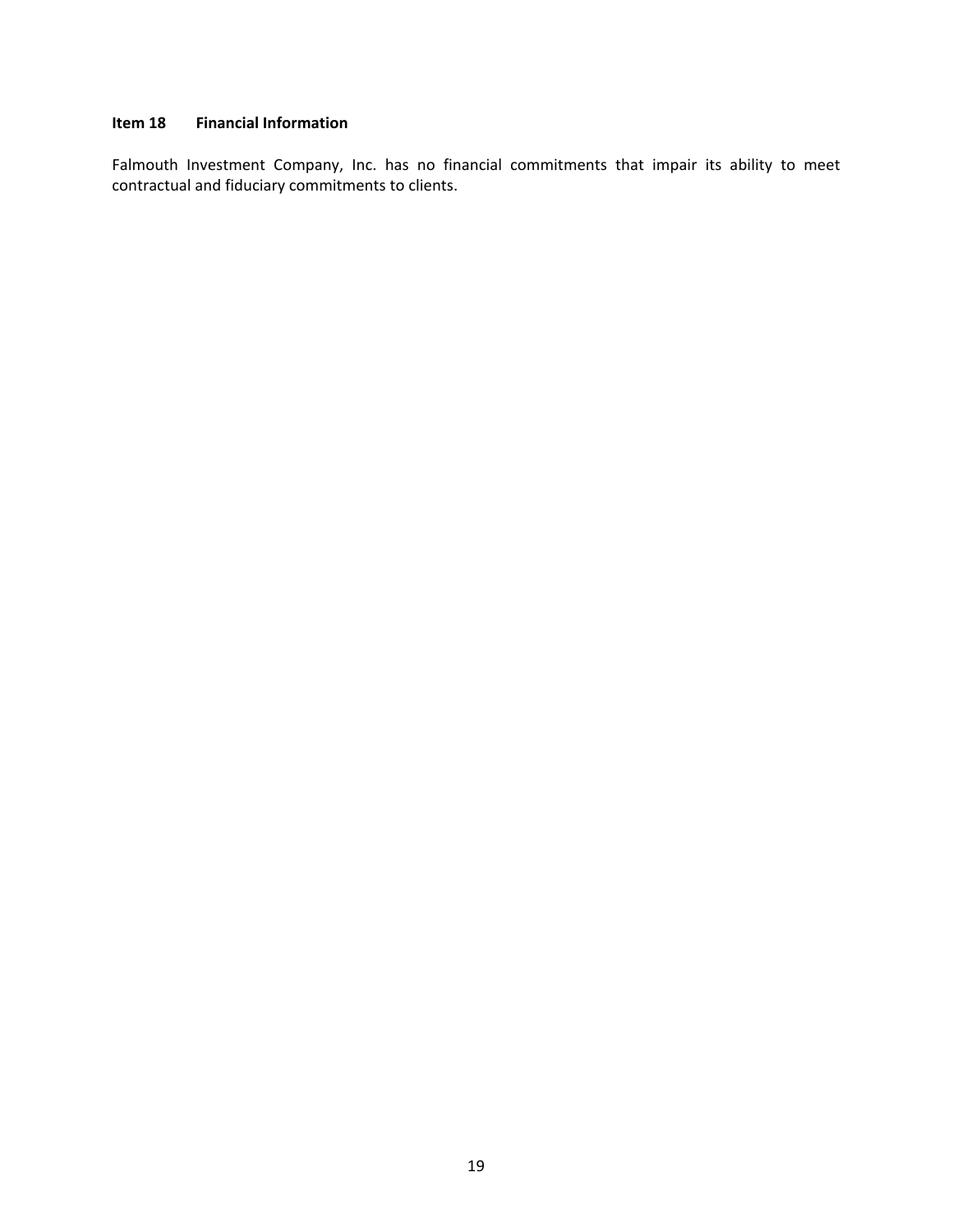### Item 18 Financial Information

Falmouth Investment Company, Inc. has no financial commitments that impair its ability to meet contractual and fiduciary commitments to clients.